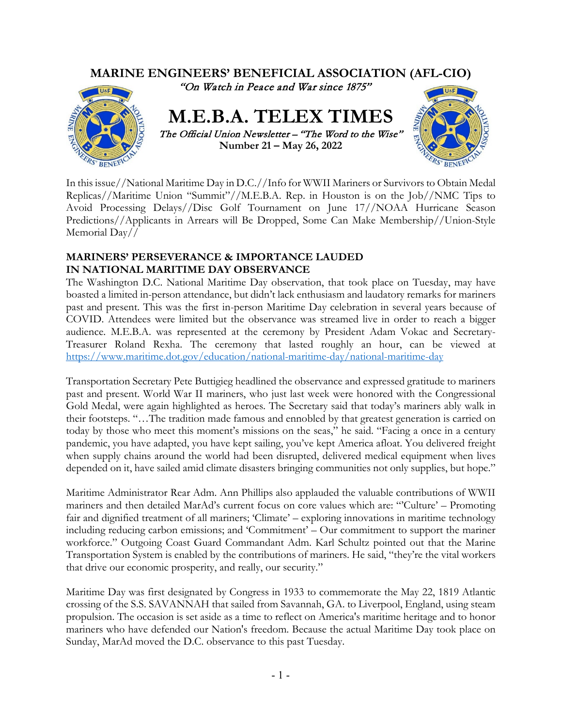# MARINE ENGINEERS' BENEFICIAL ASSOCIATION (AFL-CIO)

*"On Watch in Peace and War since 1875"*

# M.E.B.A. TELEX TIMES

*The Official Union Newsletter – "The Word to the Wise"*

**Number 21 – May 26, 2022**

In this issue//National Maritime Day in D.C.//Info for WWII Mariners or Survivors to Obtain Medal Replicas//Maritime Union "Summit"//M.E.B.A. Rep. in Houston is on the Job//NMC Tips to Avoid Processing Delays//Disc Golf Tournament on June 17//NOAA Hurricane Season Predictions//Applicants in Arrears will Be Dropped, Some Can Make Membership//Union-Style Memorial Day//

## MARINERS' PERSEVERANCE & IMPORTANCE LAUDED IN NATIONAL MARITIME DAY OBSERVANCE

The Washington D.C. National Maritime Day observation, that took place on Tuesday, may have boasted a limited in-person attendance, but didn't lack enthusiasm and laudatory remarks for mariners past and present. This was the first in-person Maritime Day celebration in several years because of COVID. Attendees were limited but the observance was streamed live in order to reach a bigger audience. M.E.B.A. was represented at the ceremony by President Adam Vokac and Secretary-Treasurer Roland Rexha. The ceremony that lasted roughly an hour, can be viewed at https://www.maritime.dot.gov/education/national-maritime-day/national-maritime-day

Transportation Secretary Pete Buttigieg headlined the observance and expressed gratitude to mariners past and present. World War II mariners, who just last week were honored with the Congressional Gold Medal, were again highlighted as heroes. The Secretary said that today's mariners ably walk in their footsteps. "…The tradition made famous and ennobled by that greatest generation is carried on today by those who meet this moment's missions on the seas," he said. "Facing a once in a century pandemic, you have adapted, you have kept sailing, you've kept America afloat. You delivered freight when supply chains around the world had been disrupted, delivered medical equipment when lives depended on it, have sailed amid climate disasters bringing communities not only supplies, but hope."

Maritime Administrator Rear Adm. Ann Phillips also applauded the valuable contributions of WWII mariners and then detailed MarAd's current focus on core values which are: "'Culture' – Promoting fair and dignified treatment of all mariners; 'Climate' – exploring innovations in maritime technology including reducing carbon emissions; and 'Commitment' – Our commitment to support the mariner workforce." Outgoing Coast Guard Commandant Adm. Karl Schultz pointed out that the Marine Transportation System is enabled by the contributions of mariners. He said, "they're the vital workers that drive our economic prosperity, and really, our security."

Maritime Day was first designated by Congress in 1933 to commemorate the May 22, 1819 Atlantic crossing of the S.S. SAVANNAH that sailed from Savannah, GA. to Liverpool, England, using steam propulsion. The occasion is set aside as a time to reflect on America's maritime heritage and to honor mariners who have defended our Nation's freedom. Because the actual Maritime Day took place on Sunday, MarAd moved the D.C. observance to this past Tuesday.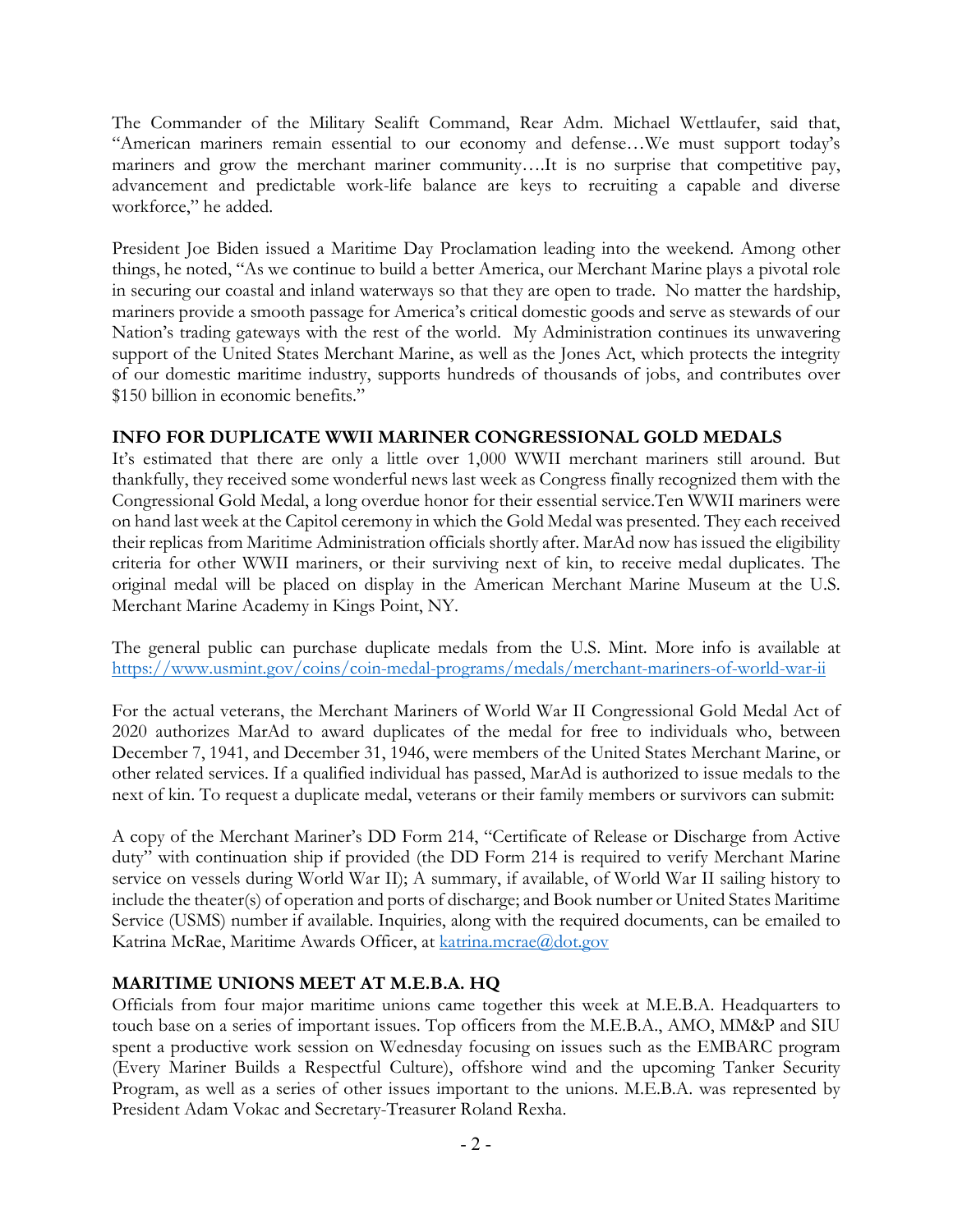The Commander of the Military Sealift Command, Rear Adm. Michael Wettlaufer, said that, "American mariners remain essential to our economy and defense…We must support today's mariners and grow the merchant mariner community….It is no surprise that competitive pay, advancement and predictable work-life balance are keys to recruiting a capable and diverse workforce," he added.

President Joe Biden issued a Maritime Day Proclamation leading into the weekend. Among other things, he noted, "As we continue to build a better America, our Merchant Marine plays a pivotal role in securing our coastal and inland waterways so that they are open to trade. No matter the hardship, mariners provide a smooth passage for America's critical domestic goods and serve as stewards of our Nation's trading gateways with the rest of the world. My Administration continues its unwavering support of the United States Merchant Marine, as well as the Jones Act, which protects the integrity of our domestic maritime industry, supports hundreds of thousands of jobs, and contributes over $150 billion in economic benefits."

**INFO FOR DUPLICATE WWII MARINER CONGRESSIONAL GOLD MEDALS**

It's estimated that there are only a little over 1,000 WWII merchant mariners still around. But thankfully, they received some wonderful news last week as Congress finally recognized them with the Congressional Gold Medal, a long overdue honor for their essential service.Ten WWII mariners were on hand last week at the Capitol ceremony in which the Gold Medal was presented. They each received their replicas from Maritime Administration officials shortly after. MarAd now has issued the eligibility criteria for other WWII mariners, or their surviving next of kin, to receive medal duplicates. The original medal will be placed on display in the American Merchant Marine Museum at the U.S. Merchant Marine Academy in Kings Point, NY.

The general public can purchase duplicate medals from the U.S. Mint. More info is available at https://www.usmint.gov/coins/coin-medal-programs/medals/merchant-mariners-of-world-war-ii

For the actual veterans, the Merchant Mariners of World War II Congressional Gold Medal Act of 2020 authorizes MarAd to award duplicates of the medal for free to individuals who, between December 7, 1941, and December 31, 1946, were members of the United States Merchant Marine, or other related services. If a qualified individual has passed, MarAd is authorized to issue medals to the next of kin. To request a duplicate medal, veterans or their family members or survivors can submit:

A copy of the Merchant Mariner's DD Form 214, "Certificate of Release or Discharge from Active duty" with continuation ship if provided (the DD Form 214 is required to verify Merchant Marine service on vessels during World War II); A summary, if available, of World War II sailing history to include the theater(s) of operation and ports of discharge; and Book number or United States Maritime Service (USMS) number if available. Inquiries, along with the required documents, can be emailed to Katrina McRae, Maritime Awards Officer, at katrina.mcrae@dot.gov

**MARITIME UNIONS MEET AT M.E.B.A. HQ**

Officials from four major maritime unions came together this week at M.E.B.A. Headquarters to touch base on a series of important issues. Top officers from the M.E.B.A., AMO, MM&P and SIU spent a productive work session on Wednesday focusing on issues such as the EMBARC program (Every Mariner Builds a Respectful Culture), offshore wind and the upcoming Tanker Security Program, as well as a series of other issues important to the unions. M.E.B.A. was represented by President Adam Vokac and Secretary-Treasurer Roland Rexha.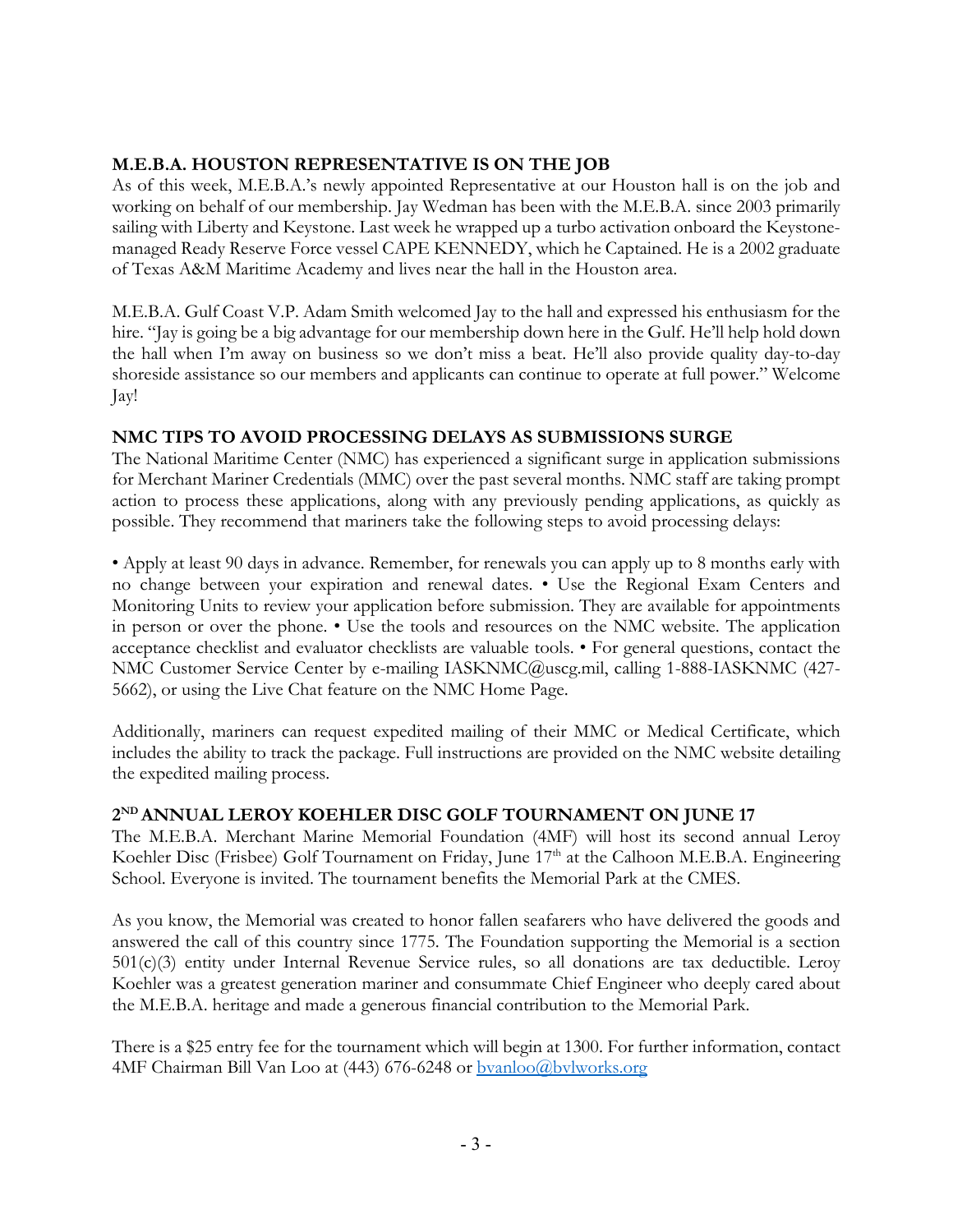## M.E.B.A. HOUSTON REPRESENTATIVE IS ON THE JOB

As of this week, M.E.B.A.'s newly appointed Representative at our Houston hall is on the job and working on behalf of our membership. Jay Wedman has been with the M.E.B.A. since 2003 primarily sailing with Liberty and Keystone. Last week he wrapped up a turbo activation onboard the Keystone-managed Ready Reserve Force vessel CAPE KENNEDY, which he Captained. He is a 2002 graduate of Texas A&M Maritime Academy and lives near the hall in the Houston area.

M.E.B.A. Gulf Coast V.P. Adam Smith welcomed Jay to the hall and expressed his enthusiasm for the hire. "Jay is going be a big advantage for our membership down here in the Gulf. He'll help hold down the hall when I'm away on business so we don't miss a beat. He'll also provide quality day-to-day shoreside assistance so our members and applicants can continue to operate at full power." Welcome Jay!

## NMC TIPS TO AVOID PROCESSING DELAYS AS SUBMISSIONS SURGE

The National Maritime Center (NMC) has experienced a significant surge in application submissions for Merchant Mariner Credentials (MMC) over the past several months. NMC staff are taking prompt action to process these applications, along with any previously pending applications, as quickly as possible. They recommend that mariners take the following steps to avoid processing delays:

• Apply at least 90 days in advance. Remember, for renewals you can apply up to 8 months early with no change between your expiration and renewal dates. • Use the Regional Exam Centers and Monitoring Units to review your application before submission. They are available for appointments in person or over the phone. • Use the tools and resources on the NMC website. The application acceptance checklist and evaluator checklists are valuable tools. • For general questions, contact the NMC Customer Service Center by e-mailing IASKNMC@uscg.mil, calling 1-888-IASKNMC (427-5662), or using the Live Chat feature on the NMC Home Page.

Additionally, mariners can request expedited mailing of their MMC or Medical Certificate, which includes the ability to track the package. Full instructions are provided on the NMC website detailing the expedited mailing process.

## 2ND ANNUAL LEROY KOEHLER DISC GOLF TOURNAMENT ON JUNE 17

The M.E.B.A. Merchant Marine Memorial Foundation (4MF) will host its second annual Leroy Koehler Disc (Frisbee) Golf Tournament on Friday, June 17th at the Calhoon M.E.B.A. Engineering School. Everyone is invited. The tournament benefits the Memorial Park at the CMES.

As you know, the Memorial was created to honor fallen seafarers who have delivered the goods and answered the call of this country since 1775. The Foundation supporting the Memorial is a section 501(c)(3) entity under Internal Revenue Service rules, so all donations are tax deductible. Leroy Koehler was a greatest generation mariner and consummate Chief Engineer who deeply cared about the M.E.B.A. heritage and made a generous financial contribution to the Memorial Park.

There is a $25 entry fee for the tournament which will begin at 1300. For further information, contact 4MF Chairman Bill Van Loo at (443) 676-6248 or bvanloo@bvlworks.org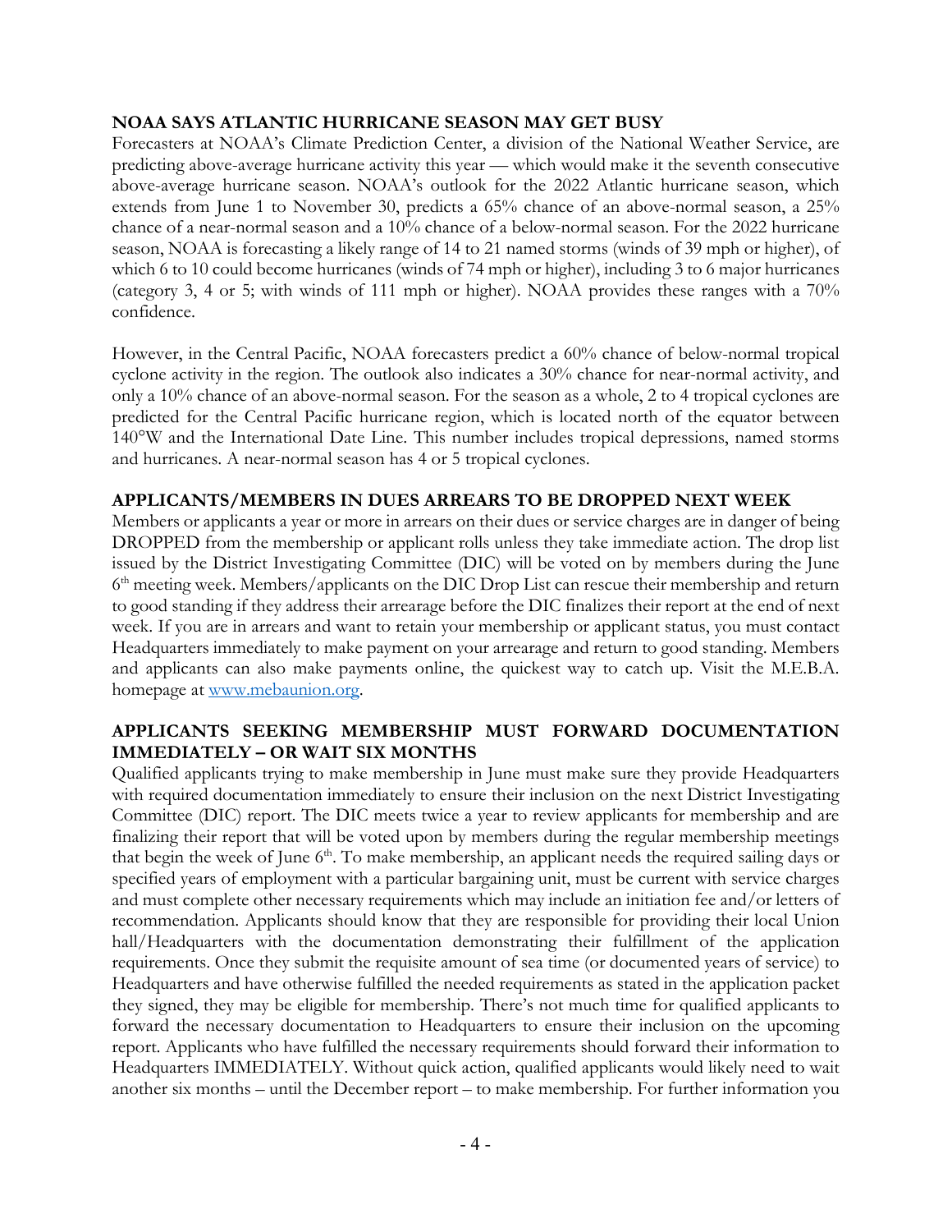## NOAA SAYS ATLANTIC HURRICANE SEASON MAY GET BUSY

Forecasters at NOAA's Climate Prediction Center, a division of the National Weather Service, are predicting above-average hurricane activity this year — which would make it the seventh consecutive above-average hurricane season. NOAA's outlook for the 2022 Atlantic hurricane season, which extends from June 1 to November 30, predicts a 65% chance of an above-normal season, a 25% chance of a near-normal season and a 10% chance of a below-normal season. For the 2022 hurricane season, NOAA is forecasting a likely range of 14 to 21 named storms (winds of 39 mph or higher), of which 6 to 10 could become hurricanes (winds of 74 mph or higher), including 3 to 6 major hurricanes (category 3, 4 or 5; with winds of 111 mph or higher). NOAA provides these ranges with a 70% confidence.

However, in the Central Pacific, NOAA forecasters predict a 60% chance of below-normal tropical cyclone activity in the region. The outlook also indicates a 30% chance for near-normal activity, and only a 10% chance of an above-normal season. For the season as a whole, 2 to 4 tropical cyclones are predicted for the Central Pacific hurricane region, which is located north of the equator between 140°W and the International Date Line. This number includes tropical depressions, named storms and hurricanes. A near-normal season has 4 or 5 tropical cyclones.

## APPLICANTS/MEMBERS IN DUES ARREARS TO BE DROPPED NEXT WEEK

Members or applicants a year or more in arrears on their dues or service charges are in danger of being DROPPED from the membership or applicant rolls unless they take immediate action. The drop list issued by the District Investigating Committee (DIC) will be voted on by members during the June 6th meeting week. Members/applicants on the DIC Drop List can rescue their membership and return to good standing if they address their arrearage before the DIC finalizes their report at the end of next week. If you are in arrears and want to retain your membership or applicant status, you must contact Headquarters immediately to make payment on your arrearage and return to good standing. Members and applicants can also make payments online, the quickest way to catch up. Visit the M.E.B.A. homepage at [www.mebaunion.org](http://www.mebaunion.org).

## APPLICANTS SEEKING MEMBERSHIP MUST FORWARD DOCUMENTATION IMMEDIATELY – OR WAIT SIX MONTHS

Qualified applicants trying to make membership in June must make sure they provide Headquarters with required documentation immediately to ensure their inclusion on the next District Investigating Committee (DIC) report. The DIC meets twice a year to review applicants for membership and are finalizing their report that will be voted upon by members during the regular membership meetings that begin the week of June 6th. To make membership, an applicant needs the required sailing days or specified years of employment with a particular bargaining unit, must be current with service charges and must complete other necessary requirements which may include an initiation fee and/or letters of recommendation. Applicants should know that they are responsible for providing their local Union hall/Headquarters with the documentation demonstrating their fulfillment of the application requirements. Once they submit the requisite amount of sea time (or documented years of service) to Headquarters and have otherwise fulfilled the needed requirements as stated in the application packet they signed, they may be eligible for membership. There's not much time for qualified applicants to forward the necessary documentation to Headquarters to ensure their inclusion on the upcoming report. Applicants who have fulfilled the necessary requirements should forward their information to Headquarters IMMEDIATELY. Without quick action, qualified applicants would likely need to wait another six months – until the December report – to make membership. For further information you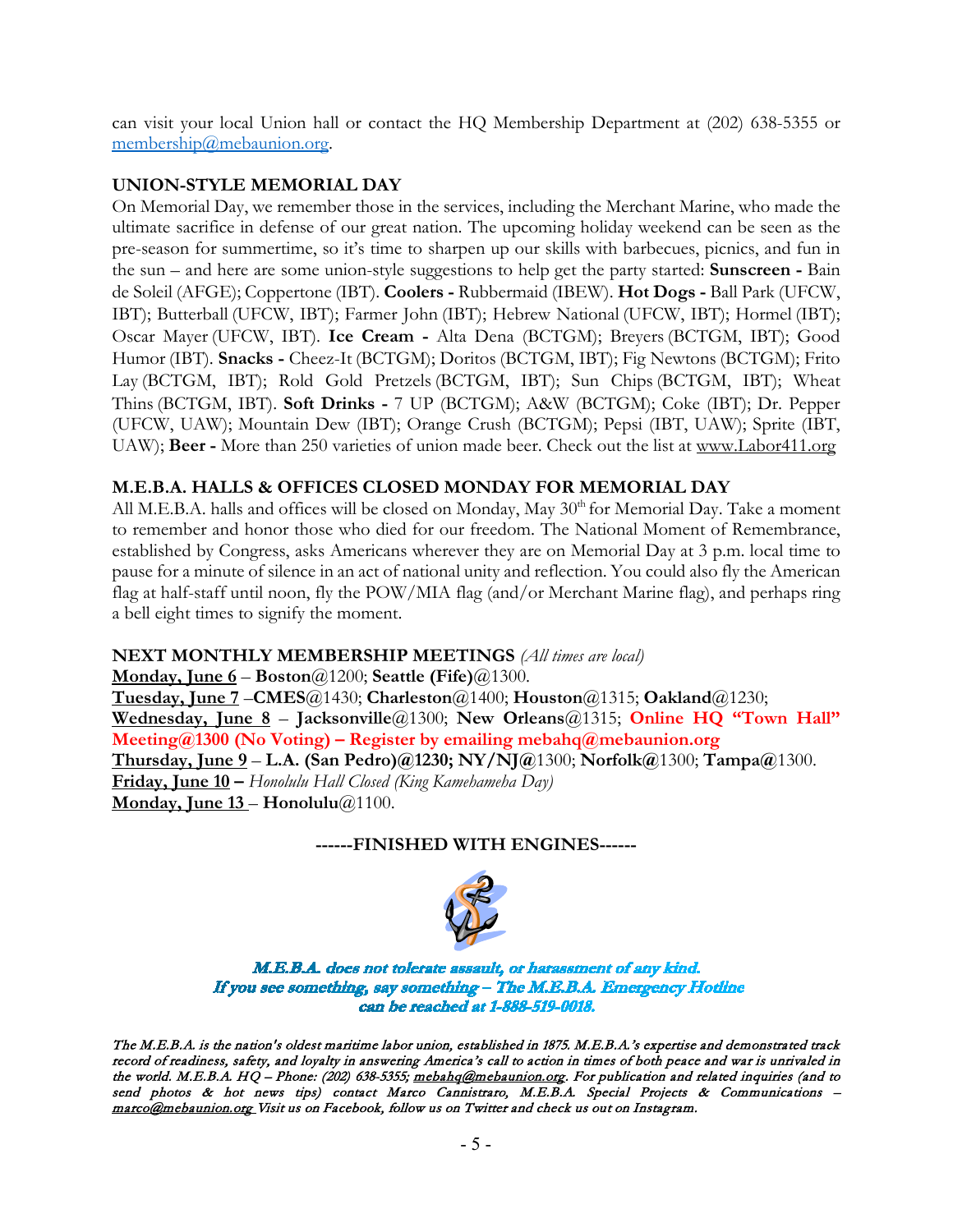can visit your local Union hall or contact the HQ Membership Department at (202) 638-5355 or membership@mebaunion.org.

### UNION-STYLE MEMORIAL DAY

On Memorial Day, we remember those in the services, including the Merchant Marine, who made the ultimate sacrifice in defense of our great nation. The upcoming holiday weekend can be seen as the pre-season for summertime, so it's time to sharpen up our skills with barbecues, picnics, and fun in the sun – and here are some union-style suggestions to help get the party started: **Sunscreen -** Bain de Soleil (AFGE); Coppertone (IBT). **Coolers -** Rubbermaid (IBEW). **Hot Dogs -** Ball Park (UFCW, IBT); Butterball (UFCW, IBT); Farmer John (IBT); Hebrew National (UFCW, IBT); Hormel (IBT); Oscar Mayer (UFCW, IBT). **Ice Cream -** Alta Dena (BCTGM); Breyers (BCTGM, IBT); Good Humor (IBT). **Snacks -** Cheez-It (BCTGM); Doritos (BCTGM, IBT); Fig Newtons (BCTGM); Frito Lay (BCTGM, IBT); Rold Gold Pretzels (BCTGM, IBT); Sun Chips (BCTGM, IBT); Wheat Thins (BCTGM, IBT). **Soft Drinks -** 7 UP (BCTGM); A&W (BCTGM); Coke (IBT); Dr. Pepper (UFCW, UAW); Mountain Dew (IBT); Orange Crush (BCTGM); Pepsi (IBT, UAW); Sprite (IBT, UAW); **Beer -** More than 250 varieties of union made beer. Check out the list at www.Labor411.org

### M.E.B.A. HALLS & OFFICES CLOSED MONDAY FOR MEMORIAL DAY

All M.E.B.A. halls and offices will be closed on Monday, May 30th for Memorial Day. Take a moment to remember and honor those who died for our freedom. The National Moment of Remembrance, established by Congress, asks Americans wherever they are on Memorial Day at 3 p.m. local time to pause for a minute of silence in an act of national unity and reflection. You could also fly the American flag at half-staff until noon, fly the POW/MIA flag (and/or Merchant Marine flag), and perhaps ring a bell eight times to signify the moment.

### NEXT MONTHLY MEMBERSHIP MEETINGS *(All times are local)*

**Monday, June 6** – **Boston**@1200; **Seattle (Fife)**@1300.
**Tuesday, June 7** –**CMES**@1430; **Charleston**@1400; **Houston**@1315; **Oakland**@1230;
**Wednesday, June 8** – **Jacksonville**@1300; **New Orleans**@1315; **Online HQ "Town Hall" Meeting@1300 (No Voting) – Register by emailing mebahq@mebaunion.org**
**Thursday, June 9** – **L.A. (San Pedro)@1230; NY/NJ@**1300; **Norfolk@**1300; **Tampa@**1300.
**Friday, June 10 –** *Honolulu Hall Closed (King Kamehameha Day)*
**Monday, June 13** – **Honolulu**@1100.

**------FINISHED WITH ENGINES------**

***M.E.B.A. does not tolerate assault, or harassment of any kind.***
***If you see something, say something – The M.E.B.A. Emergency Hotline can be reached at 1-888-519-0018.***

*The M.E.B.A. is the nation's oldest maritime labor union, established in 1875. M.E.B.A.'s expertise and demonstrated track record of readiness, safety, and loyalty in answering America's call to action in times of both peace and war is unrivaled in the world. M.E.B.A. HQ – Phone: (202) 638-5355; mebahq@mebaunion.org. For publication and related inquiries (and to send photos & hot news tips) contact Marco Cannistraro, M.E.B.A. Special Projects & Communications – marco@mebaunion.org Visit us on Facebook, follow us on Twitter and check us out on Instagram.*